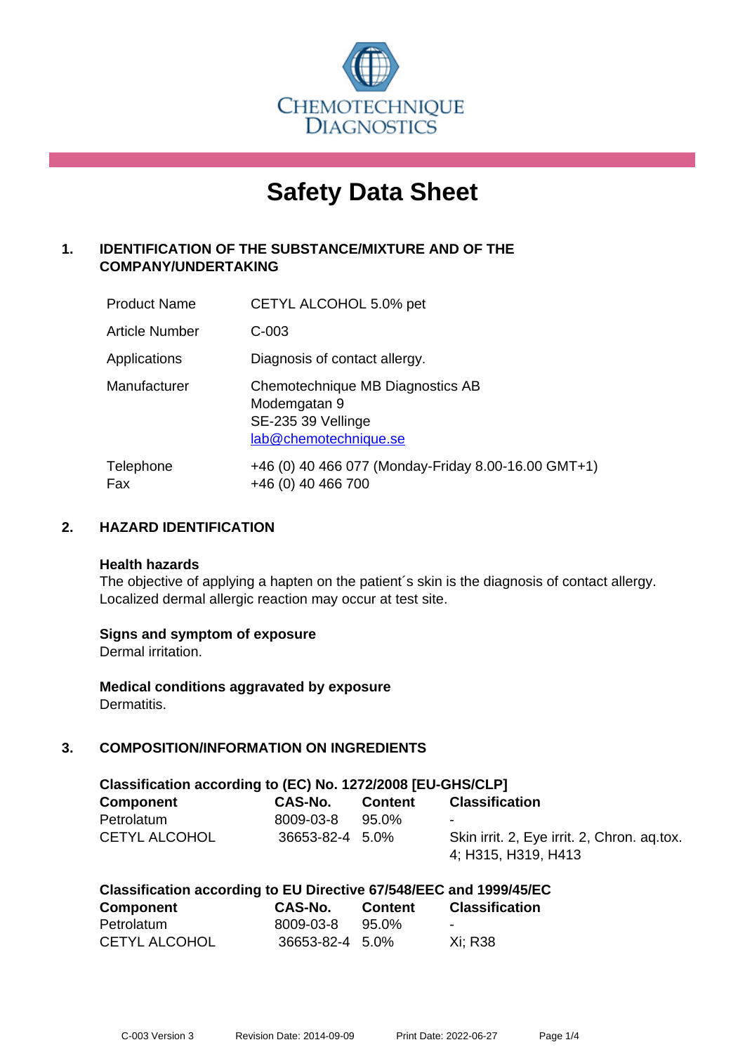CHEMOTECHNIQUE DIAGNOSTICS

# Safety Data Sheet

## 1. IDENTIFICATION OF THE SUBSTANCE/MIXTURE AND OF THE COMPANY/UNDERTAKING

| | |
|---|---|
| Product Name | CETYL ALCOHOL 5.0% pet |
| Article Number | C-003 |
| Applications | Diagnosis of contact allergy. |
| Manufacturer | Chemotechnique MB Diagnostics AB<br>Modemgatan 9<br>SE-235 39 Vellinge<br>lab@chemotechnique.se |
| Telephone<br>Fax | +46 (0) 40 466 077 (Monday-Friday 8.00-16.00 GMT+1)<br>+46 (0) 40 466 700 |

## 2. HAZARD IDENTIFICATION

**Health hazards**

The objective of applying a hapten on the patient´s skin is the diagnosis of contact allergy. Localized dermal allergic reaction may occur at test site.

**Signs and symptom of exposure**

Dermal irritation.

**Medical conditions aggravated by exposure**

Dermatitis.

## 3. COMPOSITION/INFORMATION ON INGREDIENTS

**Classification according to (EC) No. 1272/2008 [EU-GHS/CLP]**

| Component | CAS-No. | Content | Classification |
|---|---|---|---|
| Petrolatum | 8009-03-8 | 95.0% | - |
| CETYL ALCOHOL | 36653-82-4 | 5.0% | Skin irrit. 2, Eye irrit. 2, Chron. aq.tox. 4; H315, H319, H413 |

**Classification according to EU Directive 67/548/EEC and 1999/45/EC**

| Component | CAS-No. | Content | Classification |
|---|---|---|---|
| Petrolatum | 8009-03-8 | 95.0% | - |
| CETYL ALCOHOL | 36653-82-4 | 5.0% | Xi; R38 |

C-003 Version 3 Revision Date: 2014-09-09 Print Date: 2022-06-27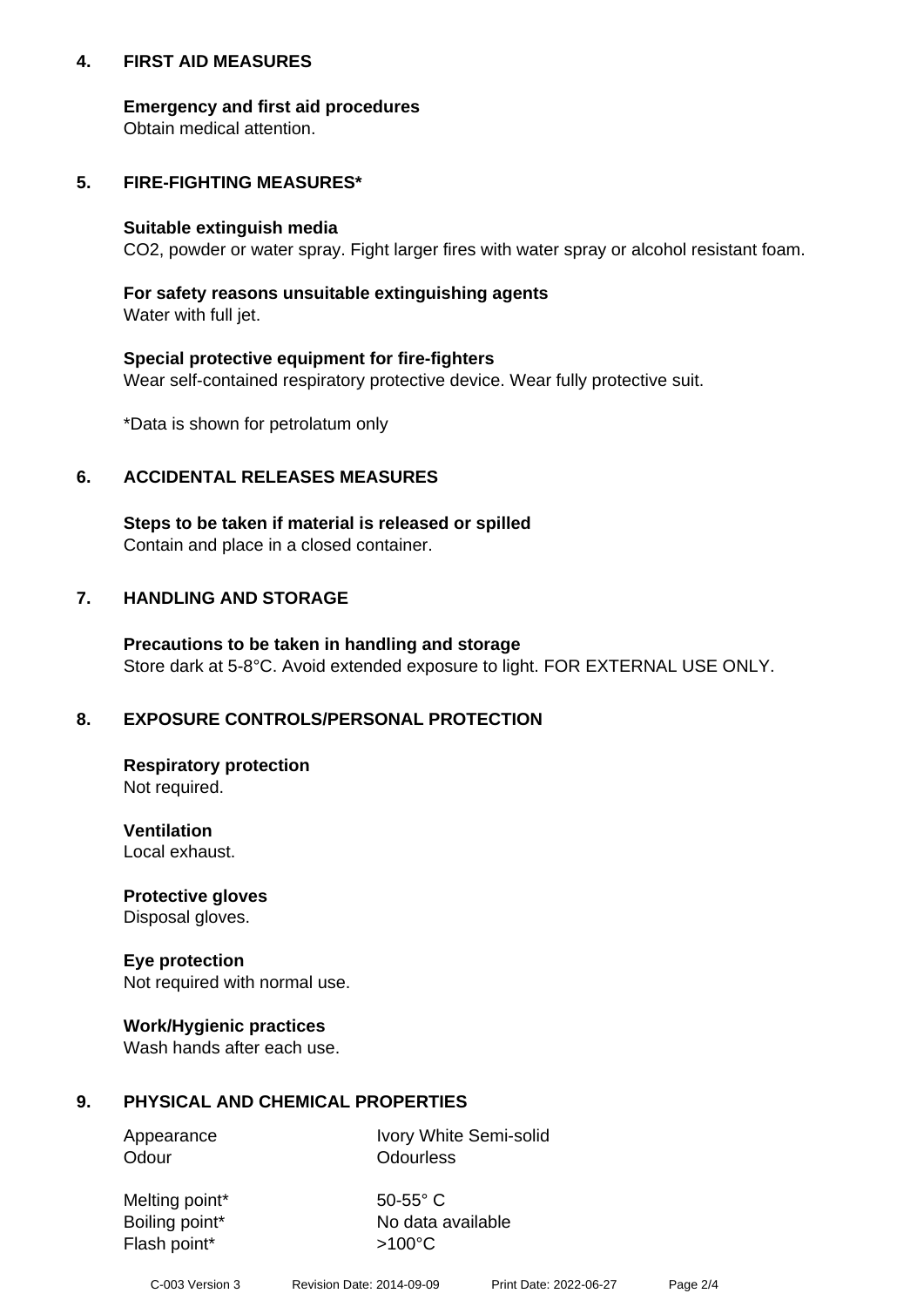## 4. FIRST AID MEASURES

**Emergency and first aid procedures**
Obtain medical attention.

## 5. FIRE-FIGHTING MEASURES*

**Suitable extinguish media**
$CO_2$, powder or water spray. Fight larger fires with water spray or alcohol resistant foam.

**For safety reasons unsuitable extinguishing agents**
Water with full jet.

**Special protective equipment for fire-fighters**
Wear self-contained respiratory protective device. Wear fully protective suit.

*Data is shown for petrolatum only

## 6. ACCIDENTAL RELEASES MEASURES

**Steps to be taken if material is released or spilled**
Contain and place in a closed container.

## 7. HANDLING AND STORAGE

**Precautions to be taken in handling and storage**
Store dark at 5-8°C. Avoid extended exposure to light. FOR EXTERNAL USE ONLY.

## 8. EXPOSURE CONTROLS/PERSONAL PROTECTION

**Respiratory protection**
Not required.

**Ventilation**
Local exhaust.

**Protective gloves**
Disposal gloves.

**Eye protection**
Not required with normal use.

**Work/Hygienic practices**
Wash hands after each use.

## 9. PHYSICAL AND CHEMICAL PROPERTIES

| | |
|---|---|
| Appearance | Ivory White Semi-solid |
| Odour | Odourless |
| Melting point* | 50-55° C |
| Boiling point* | No data available |
| Flash point* | >100°C |

C-003 Version 3 Revision Date: 2014-09-09 Print Date: 2022-06-27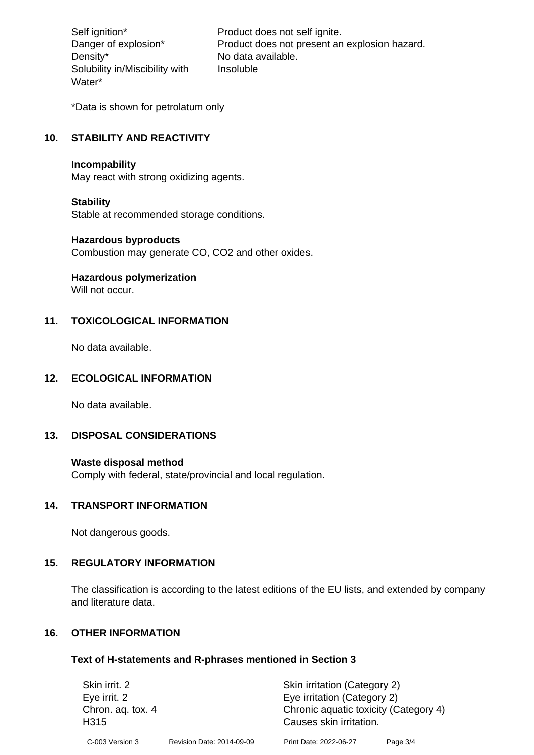| | |
|---|---|
| Self ignition* | Product does not self ignite. |
| Danger of explosion* | Product does not present an explosion hazard. |
| Density* | No data available. |
| Solubility in/Miscibility with Water* | Insoluble |

*Data is shown for petrolatum only

## 10. STABILITY AND REACTIVITY

**Incompability**
May react with strong oxidizing agents.

**Stability**
Stable at recommended storage conditions.

**Hazardous byproducts**
Combustion may generate CO, $CO_2$ and other oxides.

**Hazardous polymerization**
Will not occur.

## 11. TOXICOLOGICAL INFORMATION

No data available.

## 12. ECOLOGICAL INFORMATION

No data available.

## 13. DISPOSAL CONSIDERATIONS

**Waste disposal method**
Comply with federal, state/provincial and local regulation.

## 14. TRANSPORT INFORMATION

Not dangerous goods.

## 15. REGULATORY INFORMATION

The classification is according to the latest editions of the EU lists, and extended by company and literature data.

## 16. OTHER INFORMATION

### Text of H-statements and R-phrases mentioned in Section 3

| | |
|---|---|
| Skin irrit. 2 | Skin irritation (Category 2) |
| Eye irrit. 2 | Eye irritation (Category 2) |
| Chron. aq. tox. 4 | Chronic aquatic toxicity (Category 4) |
| H315 | Causes skin irritation. |

C-003 Version 3 Revision Date: 2014-09-09 Print Date: 2022-06-27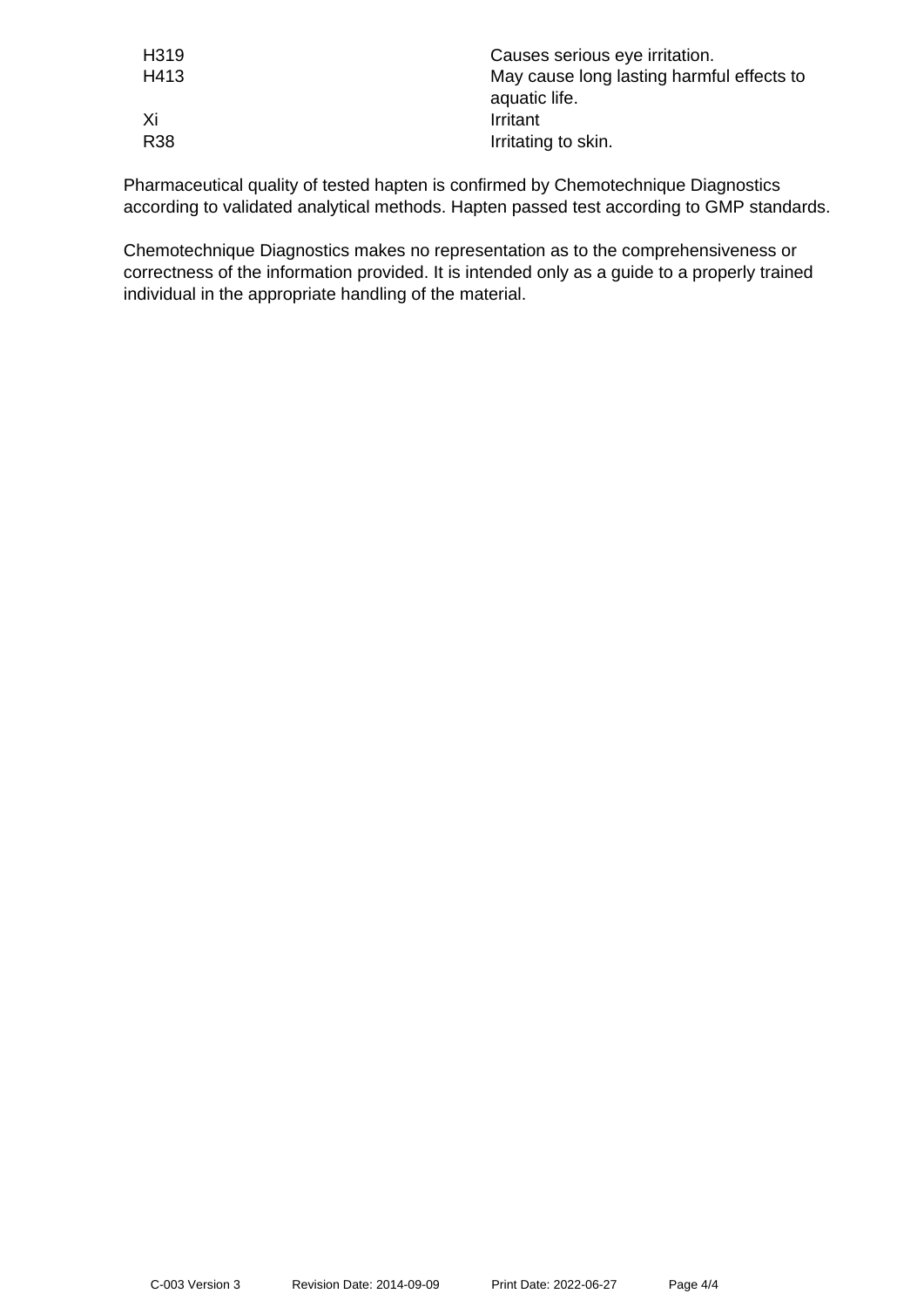| | |
|---|---|
| H319 | Causes serious eye irritation. |
| H413 | May cause long lasting harmful effects to aquatic life. |
| Xi | Irritant |
| R38 | Irritating to skin. |

Pharmaceutical quality of tested hapten is confirmed by Chemotechnique Diagnostics according to validated analytical methods. Hapten passed test according to GMP standards.

Chemotechnique Diagnostics makes no representation as to the comprehensiveness or correctness of the information provided. It is intended only as a guide to a properly trained individual in the appropriate handling of the material.